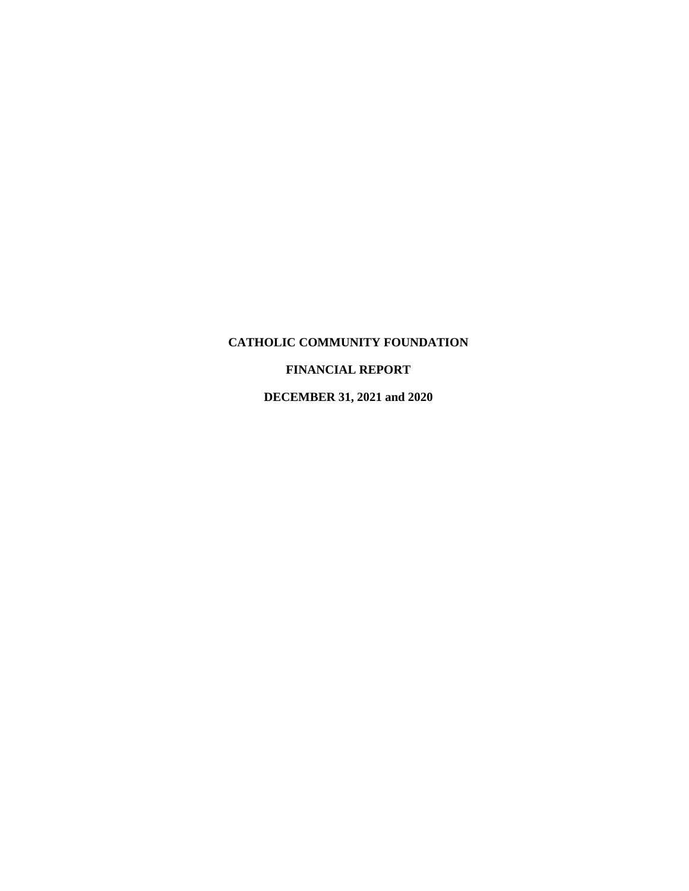# CATHOLIC COMMUNITY FOUNDATION

## FINANCIAL REPORT

## DECEMBER 31, 2021 and 2020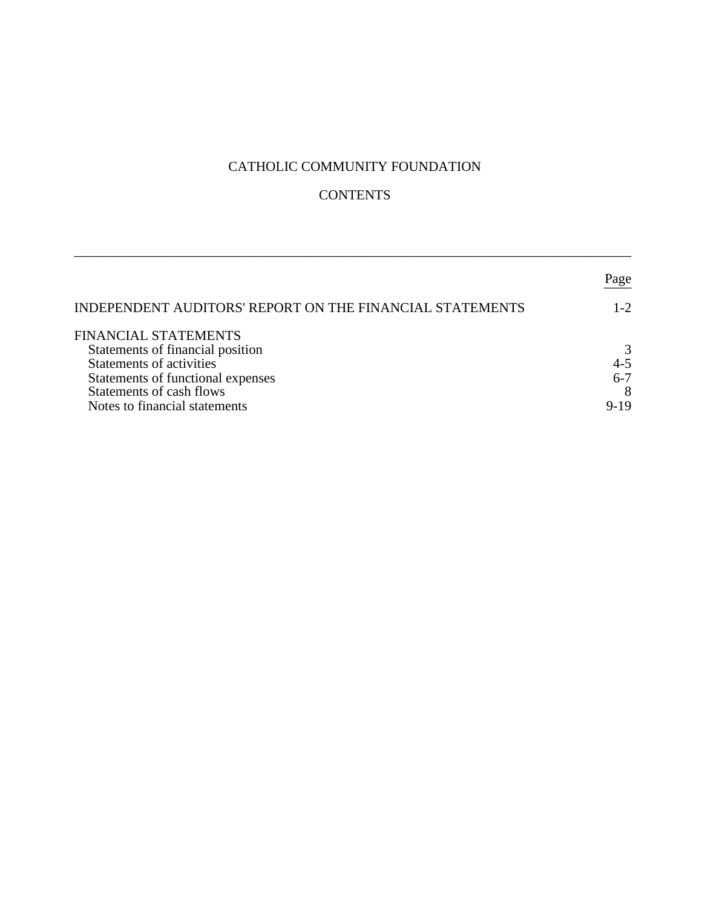# CATHOLIC COMMUNITY FOUNDATION

## CONTENTS

| | Page |
|---|---|
| INDEPENDENT AUDITORS' REPORT ON THE FINANCIAL STATEMENTS | 1-2 |
| FINANCIAL STATEMENTS | |
| Statements of financial position | 3 |
| Statements of activities | 4-5 |
| Statements of functional expenses | 6-7 |
| Statements of cash flows | 8 |
| Notes to financial statements | 9-19 |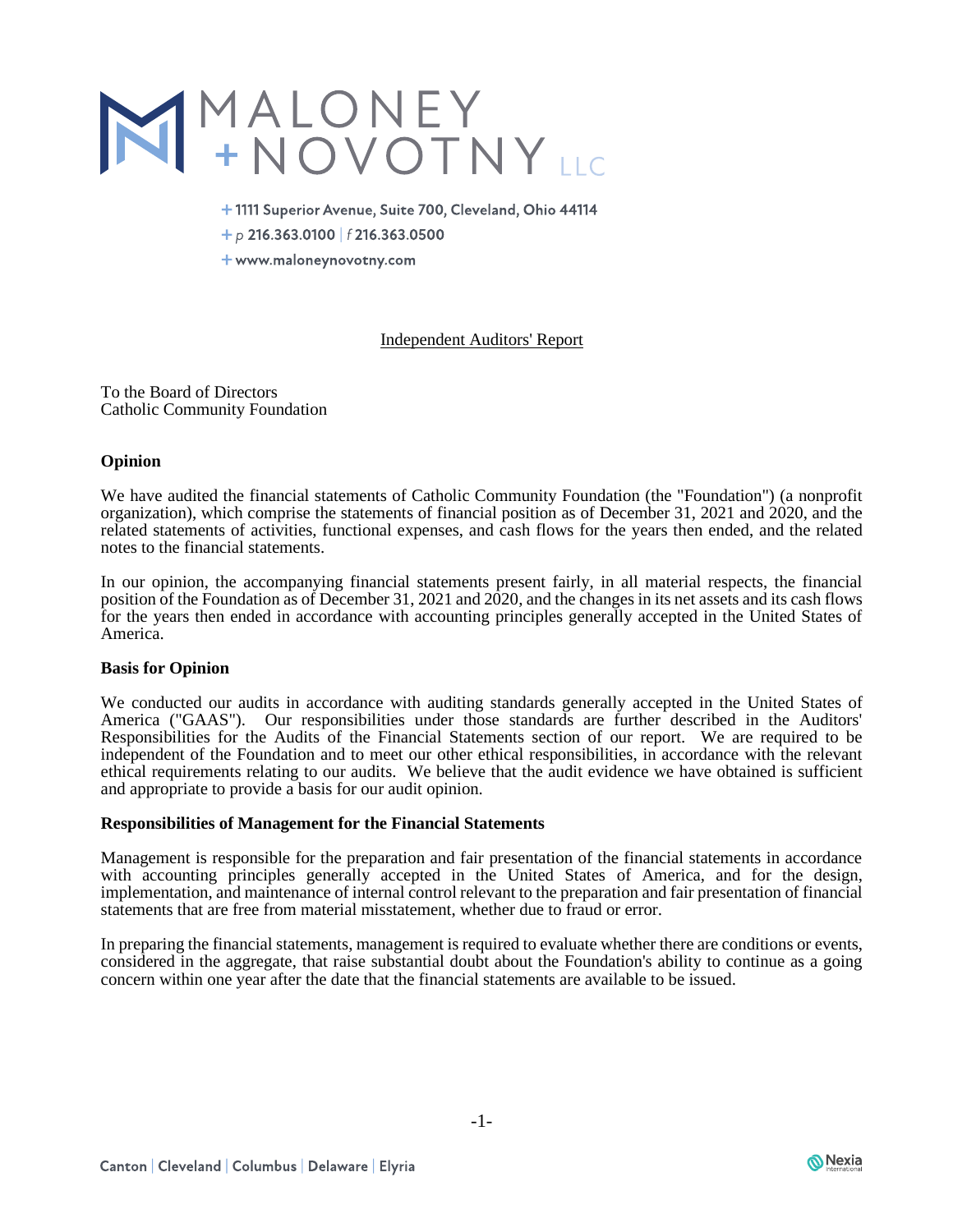MALONEY + NOVOTNY LLC

+ 1111 Superior Avenue, Suite 700, Cleveland, Ohio 44114
+ p 216.363.0100 | f 216.363.0500
+ www.maloneynovotny.com

## Independent Auditors' Report

To the Board of Directors
Catholic Community Foundation

### Opinion

We have audited the financial statements of Catholic Community Foundation (the "Foundation") (a nonprofit organization), which comprise the statements of financial position as of December 31, 2021 and 2020, and the related statements of activities, functional expenses, and cash flows for the years then ended, and the related notes to the financial statements.

In our opinion, the accompanying financial statements present fairly, in all material respects, the financial position of the Foundation as of December 31, 2021 and 2020, and the changes in its net assets and its cash flows for the years then ended in accordance with accounting principles generally accepted in the United States of America.

### Basis for Opinion

We conducted our audits in accordance with auditing standards generally accepted in the United States of America ("GAAS"). Our responsibilities under those standards are further described in the Auditors' Responsibilities for the Audits of the Financial Statements section of our report. We are required to be independent of the Foundation and to meet our other ethical responsibilities, in accordance with the relevant ethical requirements relating to our audits. We believe that the audit evidence we have obtained is sufficient and appropriate to provide a basis for our audit opinion.

### Responsibilities of Management for the Financial Statements

Management is responsible for the preparation and fair presentation of the financial statements in accordance with accounting principles generally accepted in the United States of America, and for the design, implementation, and maintenance of internal control relevant to the preparation and fair presentation of financial statements that are free from material misstatement, whether due to fraud or error.

In preparing the financial statements, management is required to evaluate whether there are conditions or events, considered in the aggregate, that raise substantial doubt about the Foundation's ability to continue as a going concern within one year after the date that the financial statements are available to be issued.

Canton | Cleveland | Columbus | Delaware | Elyria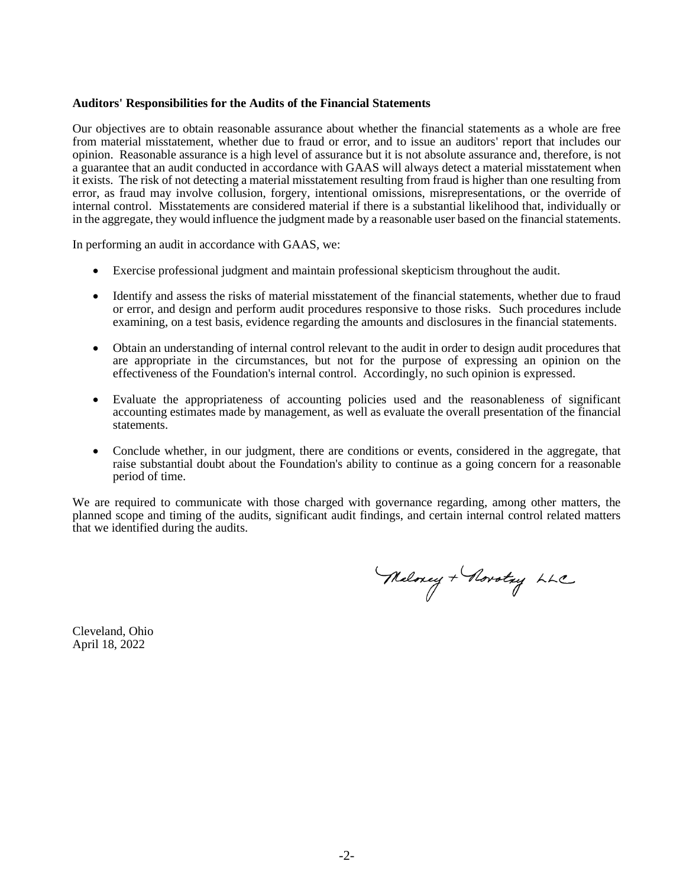**Auditors' Responsibilities for the Audits of the Financial Statements**

Our objectives are to obtain reasonable assurance about whether the financial statements as a whole are free from material misstatement, whether due to fraud or error, and to issue an auditors' report that includes our opinion. Reasonable assurance is a high level of assurance but it is not absolute assurance and, therefore, is not a guarantee that an audit conducted in accordance with GAAS will always detect a material misstatement when it exists. The risk of not detecting a material misstatement resulting from fraud is higher than one resulting from error, as fraud may involve collusion, forgery, intentional omissions, misrepresentations, or the override of internal control. Misstatements are considered material if there is a substantial likelihood that, individually or in the aggregate, they would influence the judgment made by a reasonable user based on the financial statements.

In performing an audit in accordance with GAAS, we:

- Exercise professional judgment and maintain professional skepticism throughout the audit.
- Identify and assess the risks of material misstatement of the financial statements, whether due to fraud or error, and design and perform audit procedures responsive to those risks. Such procedures include examining, on a test basis, evidence regarding the amounts and disclosures in the financial statements.
- Obtain an understanding of internal control relevant to the audit in order to design audit procedures that are appropriate in the circumstances, but not for the purpose of expressing an opinion on the effectiveness of the Foundation's internal control. Accordingly, no such opinion is expressed.
- Evaluate the appropriateness of accounting policies used and the reasonableness of significant accounting estimates made by management, as well as evaluate the overall presentation of the financial statements.
- Conclude whether, in our judgment, there are conditions or events, considered in the aggregate, that raise substantial doubt about the Foundation's ability to continue as a going concern for a reasonable period of time.

We are required to communicate with those charged with governance regarding, among other matters, the planned scope and timing of the audits, significant audit findings, and certain internal control related matters that we identified during the audits.

Maloney + Novotny LLC

Cleveland, Ohio
April 18, 2022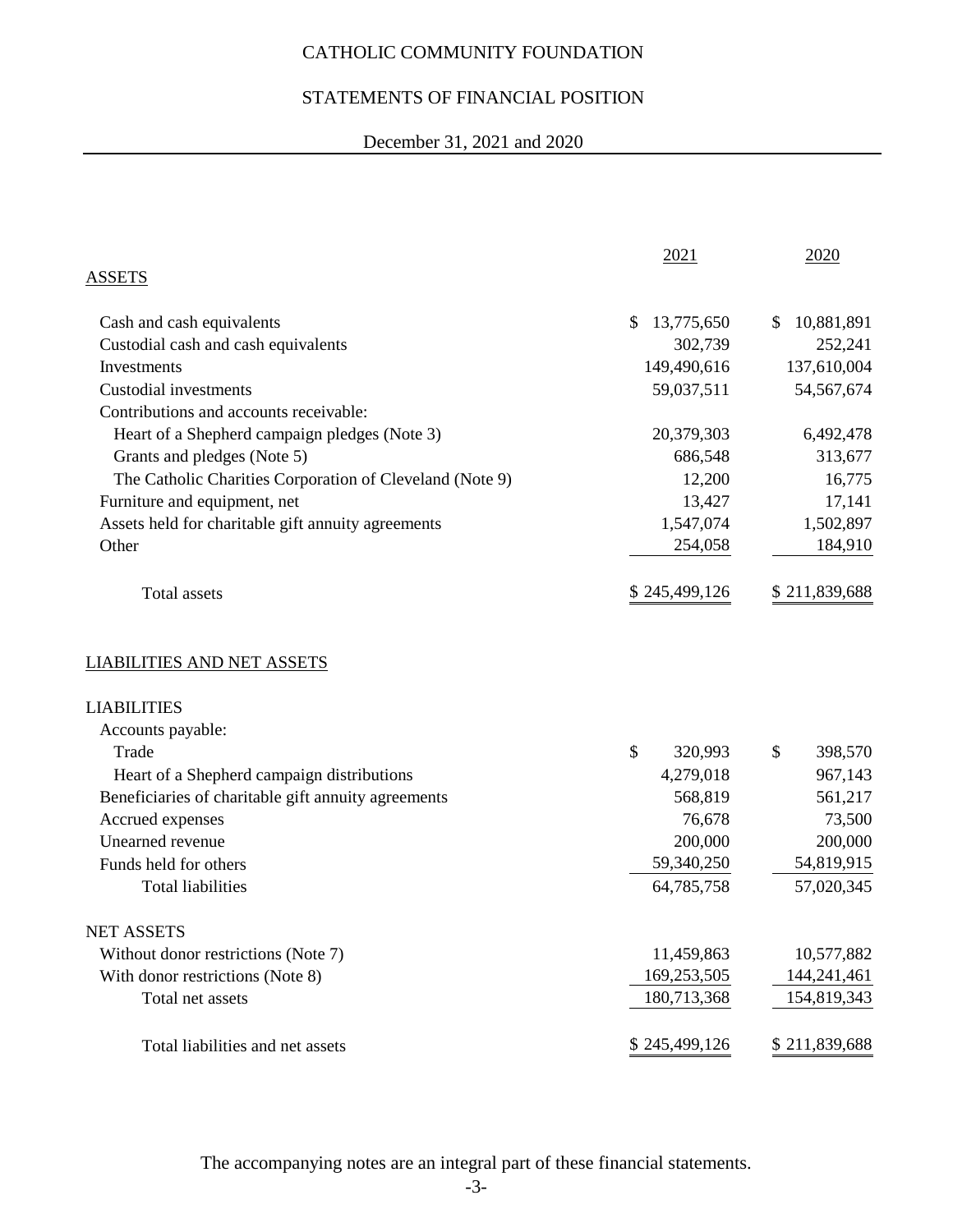# CATHOLIC COMMUNITY FOUNDATION

## STATEMENTS OF FINANCIAL POSITION

December 31, 2021 and 2020

| | 2021 | 2020 |
|---|---|---|
| **ASSETS** | | |
| Cash and cash equivalents | $ 13,775,650 | $ 10,881,891 |
| Custodial cash and cash equivalents | 302,739 | 252,241 |
| Investments | 149,490,616 | 137,610,004 |
| Custodial investments | 59,037,511 | 54,567,674 |
| Contributions and accounts receivable: | | |
| Heart of a Shepherd campaign pledges (Note 3) | 20,379,303 | 6,492,478 |
| Grants and pledges (Note 5) | 686,548 | 313,677 |
| The Catholic Charities Corporation of Cleveland (Note 9) | 12,200 | 16,775 |
| Furniture and equipment, net | 13,427 | 17,141 |
| Assets held for charitable gift annuity agreements | 1,547,074 | 1,502,897 |
| Other | 254,058 | 184,910 |
| Total assets | $ 245,499,126 | $ 211,839,688 |
| **LIABILITIES AND NET ASSETS** | | |
| LIABILITIES | | |
| Accounts payable: | | |
| Trade | $ 320,993 | $ 398,570 |
| Heart of a Shepherd campaign distributions | 4,279,018 | 967,143 |
| Beneficiaries of charitable gift annuity agreements | 568,819 | 561,217 |
| Accrued expenses | 76,678 | 73,500 |
| Unearned revenue | 200,000 | 200,000 |
| Funds held for others | 59,340,250 | 54,819,915 |
| Total liabilities | 64,785,758 | 57,020,345 |
| NET ASSETS | | |
| Without donor restrictions (Note 7) | 11,459,863 | 10,577,882 |
| With donor restrictions (Note 8) | 169,253,505 | 144,241,461 |
| Total net assets | 180,713,368 | 154,819,343 |
| Total liabilities and net assets | $ 245,499,126 | $ 211,839,688 |

The accompanying notes are an integral part of these financial statements.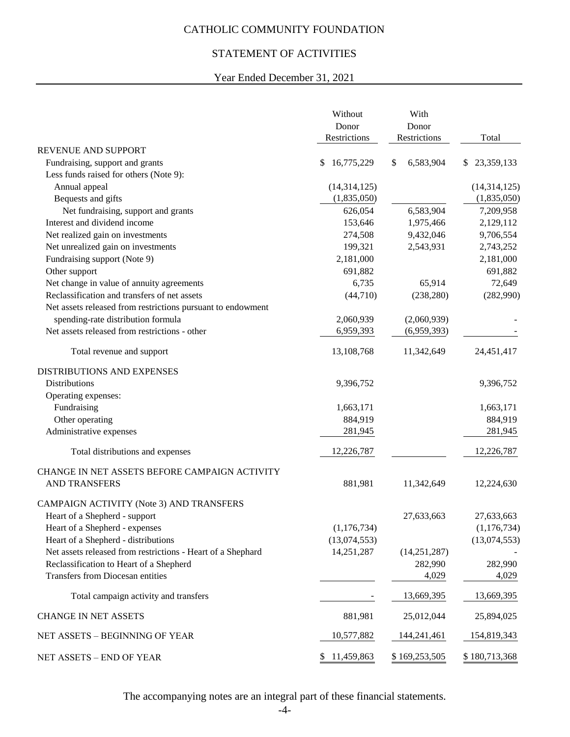# CATHOLIC COMMUNITY FOUNDATION

## STATEMENT OF ACTIVITIES

### Year Ended December 31, 2021

| | Without Donor Restrictions | With Donor Restrictions | Total |
|---|---|---|---|
| REVENUE AND SUPPORT | | | |
| Fundraising, support and grants | $ 16,775,229 | $ 6,583,904 | $ 23,359,133 |
| Less funds raised for others (Note 9): | | | |
| Annual appeal | (14,314,125) | | (14,314,125) |
| Bequests and gifts | (1,835,050) | | (1,835,050) |
| Net fundraising, support and grants | 626,054 | 6,583,904 | 7,209,958 |
| Interest and dividend income | 153,646 | 1,975,466 | 2,129,112 |
| Net realized gain on investments | 274,508 | 9,432,046 | 9,706,554 |
| Net unrealized gain on investments | 199,321 | 2,543,931 | 2,743,252 |
| Fundraising support (Note 9) | 2,181,000 | | 2,181,000 |
| Other support | 691,882 | | 691,882 |
| Net change in value of annuity agreements | 6,735 | 65,914 | 72,649 |
| Reclassification and transfers of net assets | (44,710) | (238,280) | (282,990) |
| Net assets released from restrictions pursuant to endowment spending-rate distribution formula | 2,060,939 | (2,060,939) | - |
| Net assets released from restrictions - other | 6,959,393 | (6,959,393) | - |
| Total revenue and support | 13,108,768 | 11,342,649 | 24,451,417 |
| DISTRIBUTIONS AND EXPENSES | | | |
| Distributions | 9,396,752 | | 9,396,752 |
| Operating expenses: | | | |
| Fundraising | 1,663,171 | | 1,663,171 |
| Other operating | 884,919 | | 884,919 |
| Administrative expenses | 281,945 | | 281,945 |
| Total distributions and expenses | 12,226,787 | | 12,226,787 |
| CHANGE IN NET ASSETS BEFORE CAMPAIGN ACTIVITY AND TRANSFERS | 881,981 | 11,342,649 | 12,224,630 |
| CAMPAIGN ACTIVITY (Note 3) AND TRANSFERS | | | |
| Heart of a Shepherd - support | | 27,633,663 | 27,633,663 |
| Heart of a Shepherd - expenses | (1,176,734) | | (1,176,734) |
| Heart of a Shepherd - distributions | (13,074,553) | | (13,074,553) |
| Net assets released from restrictions - Heart of a Shepherd | 14,251,287 | (14,251,287) | - |
| Reclassification to Heart of a Shepherd | | 282,990 | 282,990 |
| Transfers from Diocesan entities | | 4,029 | 4,029 |
| Total campaign activity and transfers | - | 13,669,395 | 13,669,395 |
| CHANGE IN NET ASSETS | 881,981 | 25,012,044 | 25,894,025 |
| NET ASSETS – BEGINNING OF YEAR | 10,577,882 | 144,241,461 | 154,819,343 |
| NET ASSETS – END OF YEAR | $ 11,459,863 | $ 169,253,505 | $ 180,713,368 |

The accompanying notes are an integral part of these financial statements.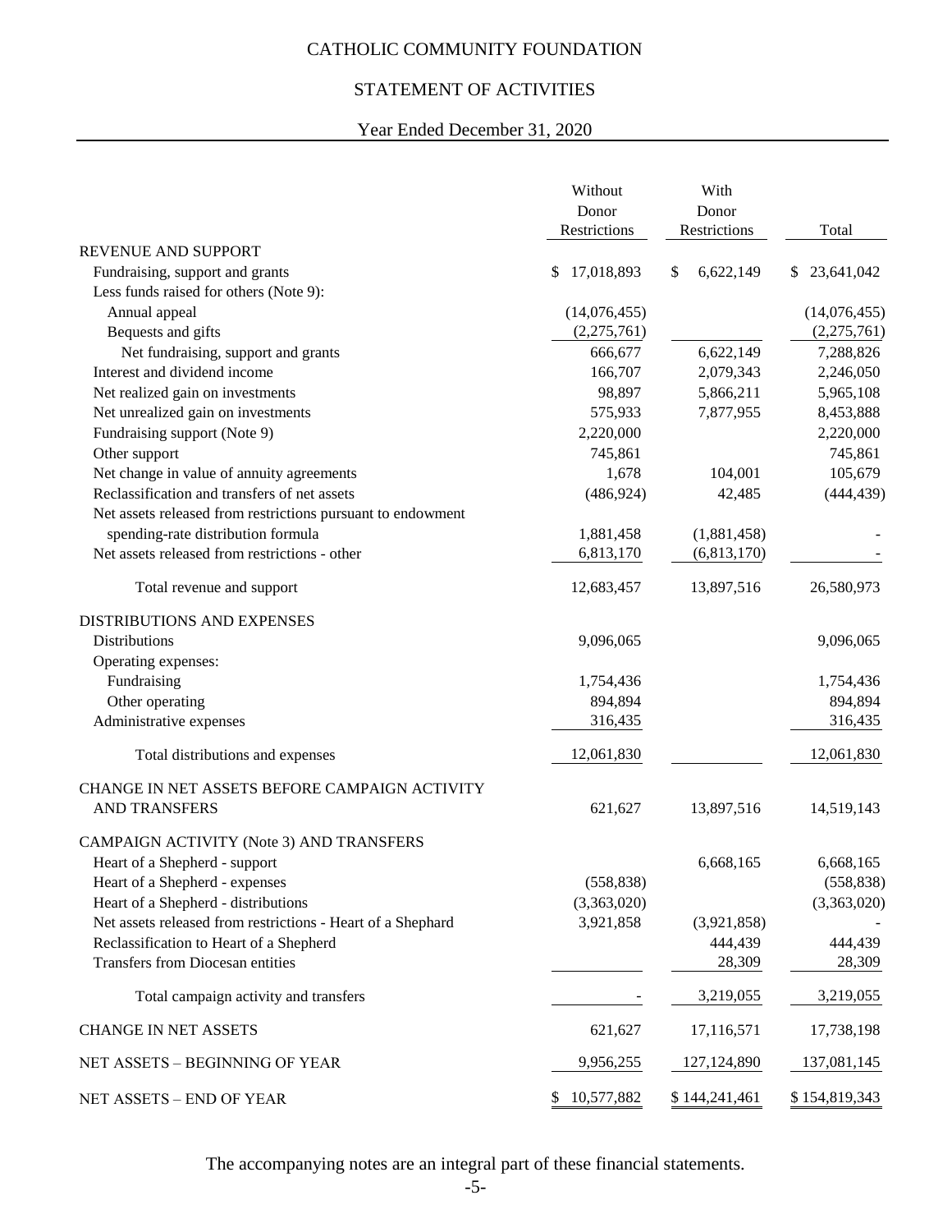# CATHOLIC COMMUNITY FOUNDATION

## STATEMENT OF ACTIVITIES

### Year Ended December 31, 2020

| | Without Donor Restrictions | With Donor Restrictions | Total |
|---|---|---|---|
| REVENUE AND SUPPORT | | | |
| Fundraising, support and grants | $ 17,018,893 | $ 6,622,149 | $ 23,641,042 |
| Less funds raised for others (Note 9): | | | |
| Annual appeal | (14,076,455) | | (14,076,455) |
| Bequests and gifts | (2,275,761) | | (2,275,761) |
| Net fundraising, support and grants | 666,677 | 6,622,149 | 7,288,826 |
| Interest and dividend income | 166,707 | 2,079,343 | 2,246,050 |
| Net realized gain on investments | 98,897 | 5,866,211 | 5,965,108 |
| Net unrealized gain on investments | 575,933 | 7,877,955 | 8,453,888 |
| Fundraising support (Note 9) | 2,220,000 | | 2,220,000 |
| Other support | 745,861 | | 745,861 |
| Net change in value of annuity agreements | 1,678 | 104,001 | 105,679 |
| Reclassification and transfers of net assets | (486,924) | 42,485 | (444,439) |
| Net assets released from restrictions pursuant to endowment spending-rate distribution formula | 1,881,458 | (1,881,458) | - |
| Net assets released from restrictions - other | 6,813,170 | (6,813,170) | - |
| Total revenue and support | 12,683,457 | 13,897,516 | 26,580,973 |
| DISTRIBUTIONS AND EXPENSES | | | |
| Distributions | 9,096,065 | | 9,096,065 |
| Operating expenses: | | | |
| Fundraising | 1,754,436 | | 1,754,436 |
| Other operating | 894,894 | | 894,894 |
| Administrative expenses | 316,435 | | 316,435 |
| Total distributions and expenses | 12,061,830 | | 12,061,830 |
| CHANGE IN NET ASSETS BEFORE CAMPAIGN ACTIVITY AND TRANSFERS | 621,627 | 13,897,516 | 14,519,143 |
| CAMPAIGN ACTIVITY (Note 3) AND TRANSFERS | | | |
| Heart of a Shepherd - support | | 6,668,165 | 6,668,165 |
| Heart of a Shepherd - expenses | (558,838) | | (558,838) |
| Heart of a Shepherd - distributions | (3,363,020) | | (3,363,020) |
| Net assets released from restrictions - Heart of a Shephard | 3,921,858 | (3,921,858) | - |
| Reclassification to Heart of a Shepherd | | 444,439 | 444,439 |
| Transfers from Diocesan entities | | 28,309 | 28,309 |
| Total campaign activity and transfers | - | 3,219,055 | 3,219,055 |
| CHANGE IN NET ASSETS | 621,627 | 17,116,571 | 17,738,198 |
| NET ASSETS – BEGINNING OF YEAR | 9,956,255 | 127,124,890 | 137,081,145 |
| NET ASSETS – END OF YEAR | $ 10,577,882 | $ 144,241,461 | $ 154,819,343 |

The accompanying notes are an integral part of these financial statements.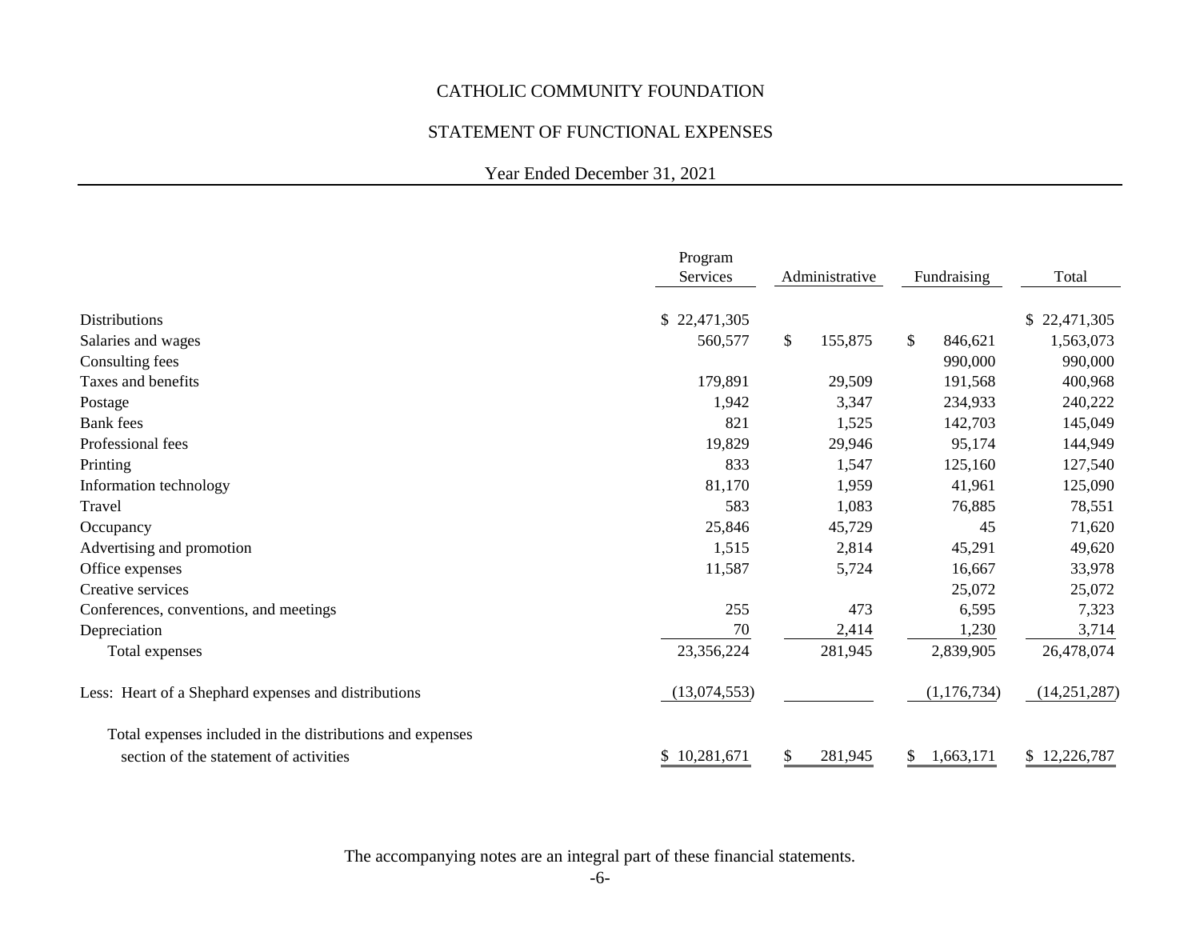# CATHOLIC COMMUNITY FOUNDATION

## STATEMENT OF FUNCTIONAL EXPENSES

Year Ended December 31, 2021

| | Program Services | Administrative | Fundraising | Total |
|---|---|---|---|---|
| Distributions | $ 22,471,305 | | | $ 22,471,305 |
| Salaries and wages | 560,577 | $ 155,875 | $ 846,621 | 1,563,073 |
| Consulting fees | | | 990,000 | 990,000 |
| Taxes and benefits | 179,891 | 29,509 | 191,568 | 400,968 |
| Postage | 1,942 | 3,347 | 234,933 | 240,222 |
| Bank fees | 821 | 1,525 | 142,703 | 145,049 |
| Professional fees | 19,829 | 29,946 | 95,174 | 144,949 |
| Printing | 833 | 1,547 | 125,160 | 127,540 |
| Information technology | 81,170 | 1,959 | 41,961 | 125,090 |
| Travel | 583 | 1,083 | 76,885 | 78,551 |
| Occupancy | 25,846 | 45,729 | 45 | 71,620 |
| Advertising and promotion | 1,515 | 2,814 | 45,291 | 49,620 |
| Office expenses | 11,587 | 5,724 | 16,667 | 33,978 |
| Creative services | | | 25,072 | 25,072 |
| Conferences, conventions, and meetings | 255 | 473 | 6,595 | 7,323 |
| Depreciation | 70 | 2,414 | 1,230 | 3,714 |
| Total expenses | 23,356,224 | 281,945 | 2,839,905 | 26,478,074 |
| Less: Heart of a Shephard expenses and distributions | (13,074,553) | | (1,176,734) | (14,251,287) |
| Total expenses included in the distributions and expenses section of the statement of activities | $ 10,281,671 | $ 281,945 | $ 1,663,171 | $ 12,226,787 |

The accompanying notes are an integral part of these financial statements.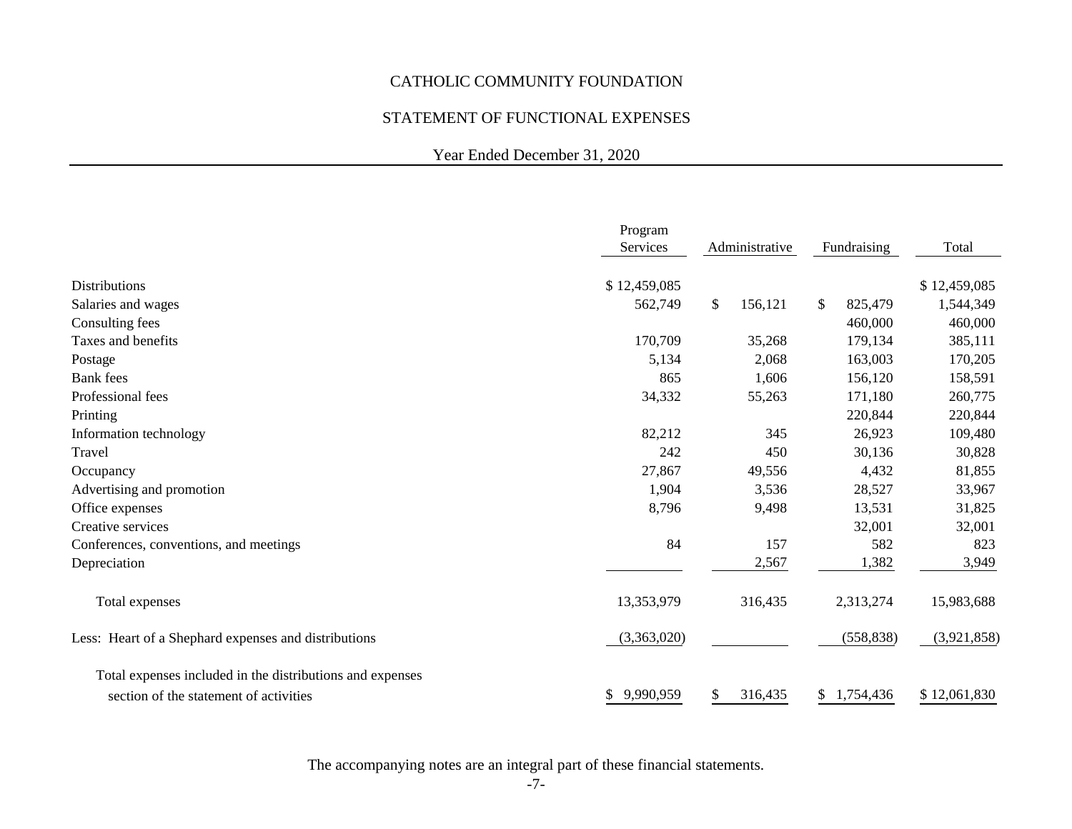# CATHOLIC COMMUNITY FOUNDATION

## STATEMENT OF FUNCTIONAL EXPENSES

Year Ended December 31, 2020

| | Program Services | Administrative | Fundraising | Total |
|---|---|---|---|---|
| Distributions | $ 12,459,085 | | | $ 12,459,085 |
| Salaries and wages | 562,749 | $ 156,121 | $ 825,479 | 1,544,349 |
| Consulting fees | | | 460,000 | 460,000 |
| Taxes and benefits | 170,709 | 35,268 | 179,134 | 385,111 |
| Postage | 5,134 | 2,068 | 163,003 | 170,205 |
| Bank fees | 865 | 1,606 | 156,120 | 158,591 |
| Professional fees | 34,332 | 55,263 | 171,180 | 260,775 |
| Printing | | | 220,844 | 220,844 |
| Information technology | 82,212 | 345 | 26,923 | 109,480 |
| Travel | 242 | 450 | 30,136 | 30,828 |
| Occupancy | 27,867 | 49,556 | 4,432 | 81,855 |
| Advertising and promotion | 1,904 | 3,536 | 28,527 | 33,967 |
| Office expenses | 8,796 | 9,498 | 13,531 | 31,825 |
| Creative services | | | 32,001 | 32,001 |
| Conferences, conventions, and meetings | 84 | 157 | 582 | 823 |
| Depreciation | | 2,567 | 1,382 | 3,949 |
| Total expenses | 13,353,979 | 316,435 | 2,313,274 | 15,983,688 |
| Less: Heart of a Shephard expenses and distributions | (3,363,020) | | (558,838) | (3,921,858) |
| Total expenses included in the distributions and expenses section of the statement of activities | $ 9,990,959 | $ 316,435 | $ 1,754,436 | $ 12,061,830 |

The accompanying notes are an integral part of these financial statements.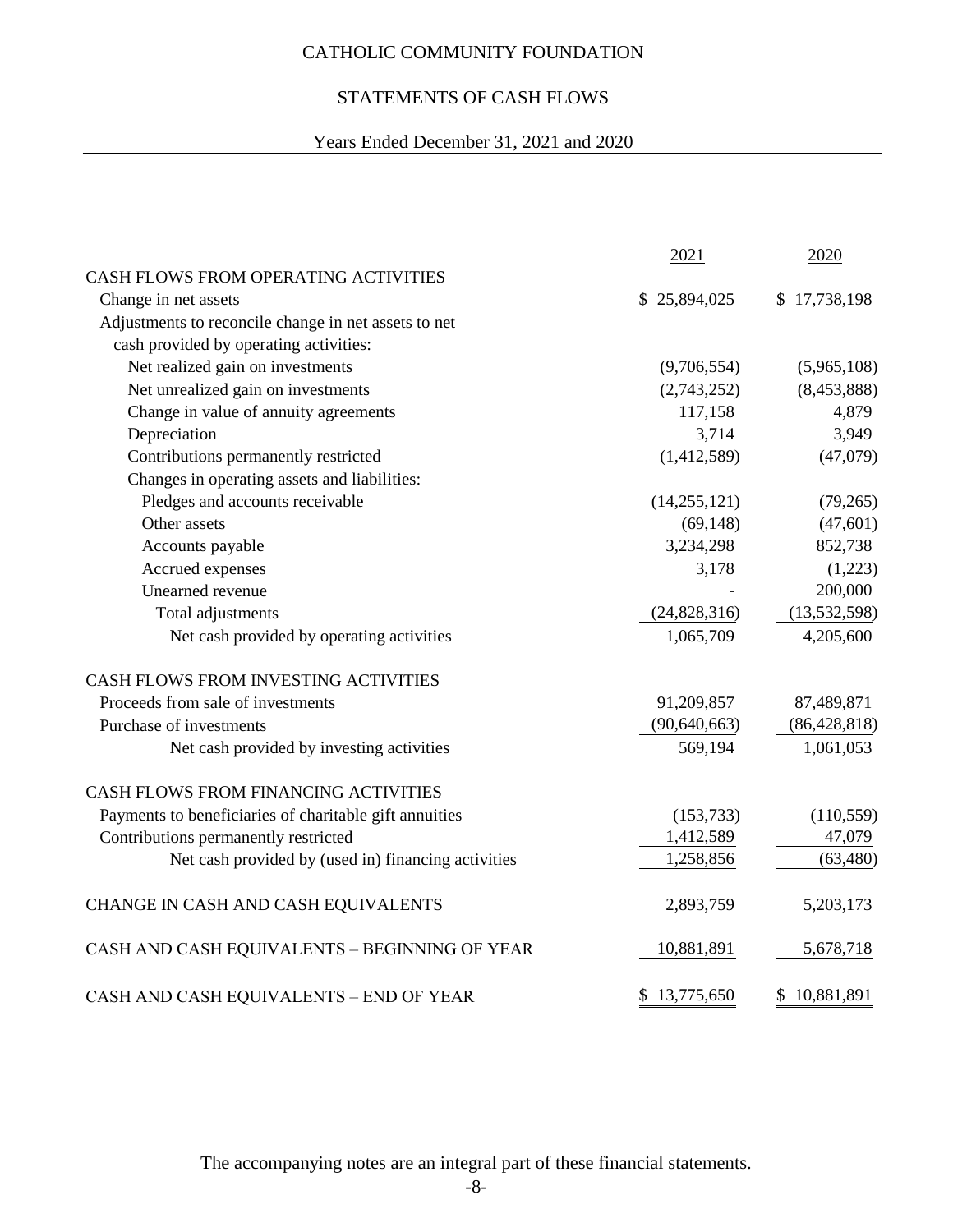# CATHOLIC COMMUNITY FOUNDATION

## STATEMENTS OF CASH FLOWS

Years Ended December 31, 2021 and 2020

| | 2021 | 2020 |
|---|---|---|
| CASH FLOWS FROM OPERATING ACTIVITIES | | |
| Change in net assets | $ 25,894,025 | $ 17,738,198 |
| Adjustments to reconcile change in net assets to net cash provided by operating activities: | | |
| Net realized gain on investments | (9,706,554) | (5,965,108) |
| Net unrealized gain on investments | (2,743,252) | (8,453,888) |
| Change in value of annuity agreements | 117,158 | 4,879 |
| Depreciation | 3,714 | 3,949 |
| Contributions permanently restricted | (1,412,589) | (47,079) |
| Changes in operating assets and liabilities: | | |
| Pledges and accounts receivable | (14,255,121) | (79,265) |
| Other assets | (69,148) | (47,601) |
| Accounts payable | 3,234,298 | 852,738 |
| Accrued expenses | 3,178 | (1,223) |
| Unearned revenue | - | 200,000 |
| Total adjustments | (24,828,316) | (13,532,598) |
| Net cash provided by operating activities | 1,065,709 | 4,205,600 |
| CASH FLOWS FROM INVESTING ACTIVITIES | | |
| Proceeds from sale of investments | 91,209,857 | 87,489,871 |
| Purchase of investments | (90,640,663) | (86,428,818) |
| Net cash provided by investing activities | 569,194 | 1,061,053 |
| CASH FLOWS FROM FINANCING ACTIVITIES | | |
| Payments to beneficiaries of charitable gift annuities | (153,733) | (110,559) |
| Contributions permanently restricted | 1,412,589 | 47,079 |
| Net cash provided by (used in) financing activities | 1,258,856 | (63,480) |
| CHANGE IN CASH AND CASH EQUIVALENTS | 2,893,759 | 5,203,173 |
| CASH AND CASH EQUIVALENTS – BEGINNING OF YEAR | 10,881,891 | 5,678,718 |
| CASH AND CASH EQUIVALENTS – END OF YEAR | $ 13,775,650 | $ 10,881,891 |

The accompanying notes are an integral part of these financial statements.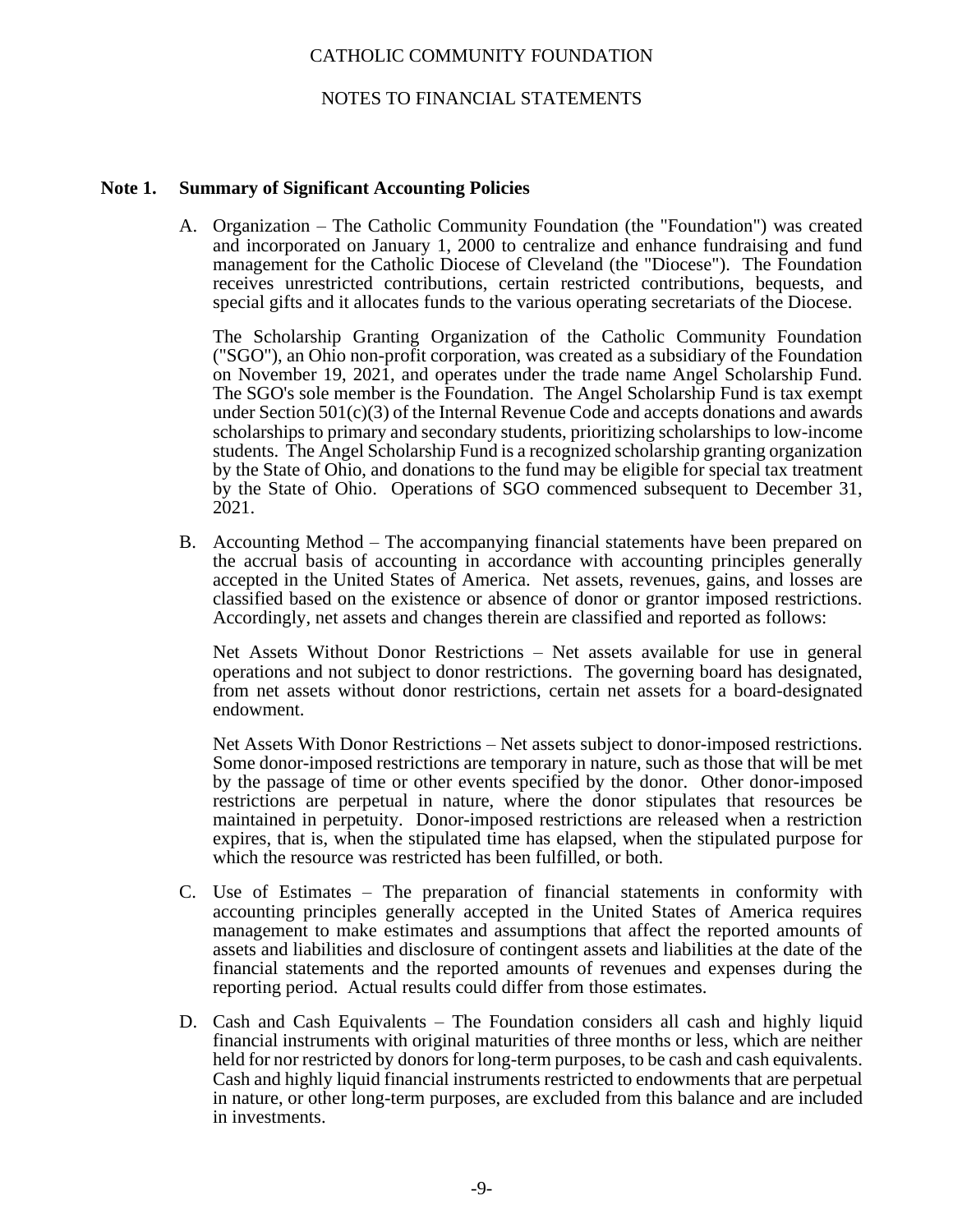# CATHOLIC COMMUNITY FOUNDATION

## NOTES TO FINANCIAL STATEMENTS

**Note 1. Summary of Significant Accounting Policies**

A. Organization – The Catholic Community Foundation (the "Foundation") was created and incorporated on January 1, 2000 to centralize and enhance fundraising and fund management for the Catholic Diocese of Cleveland (the "Diocese"). The Foundation receives unrestricted contributions, certain restricted contributions, bequests, and special gifts and it allocates funds to the various operating secretariats of the Diocese.

The Scholarship Granting Organization of the Catholic Community Foundation ("SGO"), an Ohio non-profit corporation, was created as a subsidiary of the Foundation on November 19, 2021, and operates under the trade name Angel Scholarship Fund. The SGO's sole member is the Foundation. The Angel Scholarship Fund is tax exempt under Section 501(c)(3) of the Internal Revenue Code and accepts donations and awards scholarships to primary and secondary students, prioritizing scholarships to low-income students. The Angel Scholarship Fund is a recognized scholarship granting organization by the State of Ohio, and donations to the fund may be eligible for special tax treatment by the State of Ohio. Operations of SGO commenced subsequent to December 31, 2021.

B. Accounting Method – The accompanying financial statements have been prepared on the accrual basis of accounting in accordance with accounting principles generally accepted in the United States of America. Net assets, revenues, gains, and losses are classified based on the existence or absence of donor or grantor imposed restrictions. Accordingly, net assets and changes therein are classified and reported as follows:

Net Assets Without Donor Restrictions – Net assets available for use in general operations and not subject to donor restrictions. The governing board has designated, from net assets without donor restrictions, certain net assets for a board-designated endowment.

Net Assets With Donor Restrictions – Net assets subject to donor-imposed restrictions. Some donor-imposed restrictions are temporary in nature, such as those that will be met by the passage of time or other events specified by the donor. Other donor-imposed restrictions are perpetual in nature, where the donor stipulates that resources be maintained in perpetuity. Donor-imposed restrictions are released when a restriction expires, that is, when the stipulated time has elapsed, when the stipulated purpose for which the resource was restricted has been fulfilled, or both.

C. Use of Estimates – The preparation of financial statements in conformity with accounting principles generally accepted in the United States of America requires management to make estimates and assumptions that affect the reported amounts of assets and liabilities and disclosure of contingent assets and liabilities at the date of the financial statements and the reported amounts of revenues and expenses during the reporting period. Actual results could differ from those estimates.

D. Cash and Cash Equivalents – The Foundation considers all cash and highly liquid financial instruments with original maturities of three months or less, which are neither held for nor restricted by donors for long-term purposes, to be cash and cash equivalents. Cash and highly liquid financial instruments restricted to endowments that are perpetual in nature, or other long-term purposes, are excluded from this balance and are included in investments.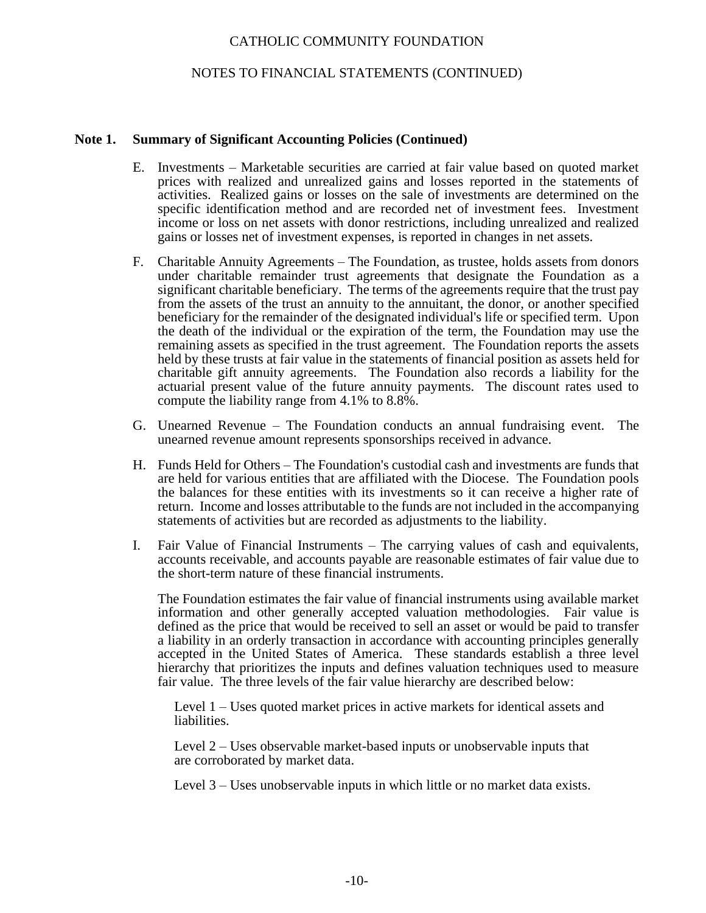## Note 1. Summary of Significant Accounting Policies (Continued)

E. Investments – Marketable securities are carried at fair value based on quoted market prices with realized and unrealized gains and losses reported in the statements of activities. Realized gains or losses on the sale of investments are determined on the specific identification method and are recorded net of investment fees. Investment income or loss on net assets with donor restrictions, including unrealized and realized gains or losses net of investment expenses, is reported in changes in net assets.

F. Charitable Annuity Agreements – The Foundation, as trustee, holds assets from donors under charitable remainder trust agreements that designate the Foundation as a significant charitable beneficiary. The terms of the agreements require that the trust pay from the assets of the trust an annuity to the annuitant, the donor, or another specified beneficiary for the remainder of the designated individual's life or specified term. Upon the death of the individual or the expiration of the term, the Foundation may use the remaining assets as specified in the trust agreement. The Foundation reports the assets held by these trusts at fair value in the statements of financial position as assets held for charitable gift annuity agreements. The Foundation also records a liability for the actuarial present value of the future annuity payments. The discount rates used to compute the liability range from 4.1% to 8.8%.

G. Unearned Revenue – The Foundation conducts an annual fundraising event. The unearned revenue amount represents sponsorships received in advance.

H. Funds Held for Others – The Foundation's custodial cash and investments are funds that are held for various entities that are affiliated with the Diocese. The Foundation pools the balances for these entities with its investments so it can receive a higher rate of return. Income and losses attributable to the funds are not included in the accompanying statements of activities but are recorded as adjustments to the liability.

I. Fair Value of Financial Instruments – The carrying values of cash and equivalents, accounts receivable, and accounts payable are reasonable estimates of fair value due to the short-term nature of these financial instruments.

The Foundation estimates the fair value of financial instruments using available market information and other generally accepted valuation methodologies. Fair value is defined as the price that would be received to sell an asset or would be paid to transfer a liability in an orderly transaction in accordance with accounting principles generally accepted in the United States of America. These standards establish a three level hierarchy that prioritizes the inputs and defines valuation techniques used to measure fair value. The three levels of the fair value hierarchy are described below:

Level 1 – Uses quoted market prices in active markets for identical assets and liabilities.

Level 2 – Uses observable market-based inputs or unobservable inputs that are corroborated by market data.

Level 3 – Uses unobservable inputs in which little or no market data exists.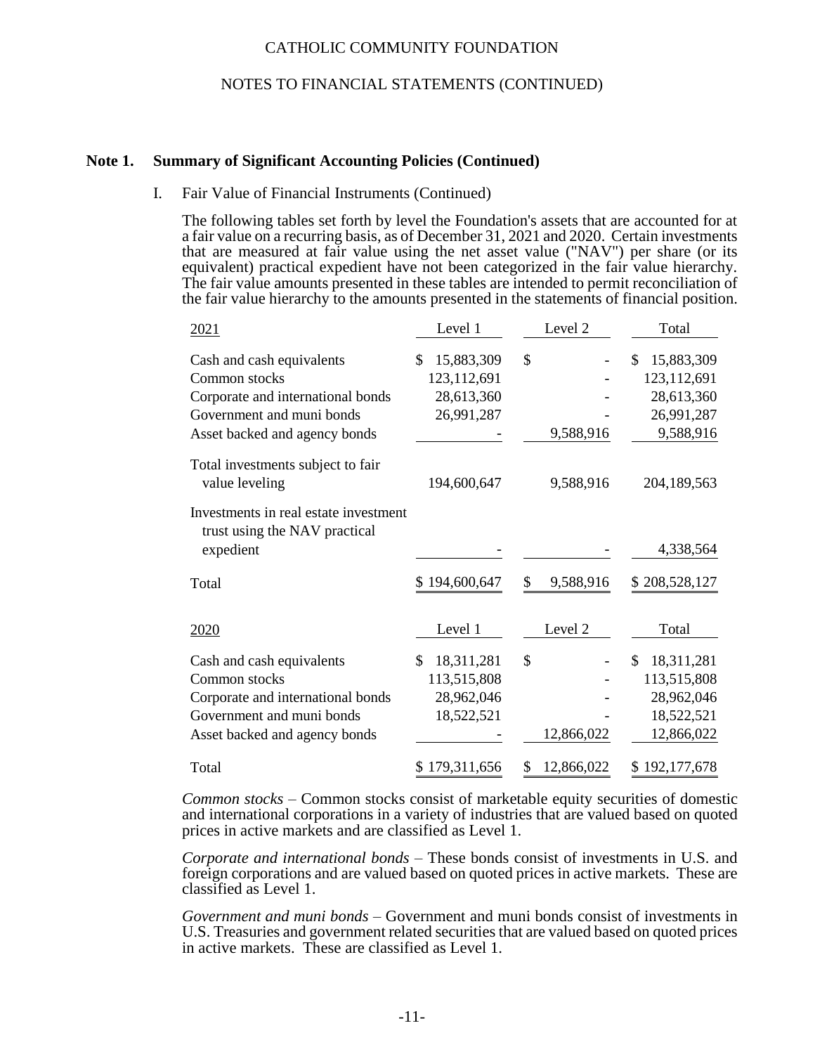CATHOLIC COMMUNITY FOUNDATION

NOTES TO FINANCIAL STATEMENTS (CONTINUED)

**Note 1. Summary of Significant Accounting Policies (Continued)**

I. Fair Value of Financial Instruments (Continued)

The following tables set forth by level the Foundation's assets that are accounted for at a fair value on a recurring basis, as of December 31, 2021 and 2020. Certain investments that are measured at fair value using the net asset value ("NAV") per share (or its equivalent) practical expedient have not been categorized in the fair value hierarchy. The fair value amounts presented in these tables are intended to permit reconciliation of the fair value hierarchy to the amounts presented in the statements of financial position.

| 2021 | Level 1 | Level 2 | Total |
|---|---|---|---|
| Cash and cash equivalents | $ 15,883,309 | $ - | $ 15,883,309 |
| Common stocks | 123,112,691 | - | 123,112,691 |
| Corporate and international bonds | 28,613,360 | - | 28,613,360 |
| Government and muni bonds | 26,991,287 | - | 26,991,287 |
| Asset backed and agency bonds | - | 9,588,916 | 9,588,916 |
| Total investments subject to fair value leveling | 194,600,647 | 9,588,916 | 204,189,563 |
| Investments in real estate investment trust using the NAV practical expedient | - | - | 4,338,564 |
| Total | $ 194,600,647 | $ 9,588,916 | $ 208,528,127 |

| 2020 | Level 1 | Level 2 | Total |
|---|---|---|---|
| Cash and cash equivalents | $ 18,311,281 | $ - | $ 18,311,281 |
| Common stocks | 113,515,808 | - | 113,515,808 |
| Corporate and international bonds | 28,962,046 | - | 28,962,046 |
| Government and muni bonds | 18,522,521 | - | 18,522,521 |
| Asset backed and agency bonds | - | 12,866,022 | 12,866,022 |
| Total | $ 179,311,656 | $ 12,866,022 | $ 192,177,678 |

*Common stocks* – Common stocks consist of marketable equity securities of domestic and international corporations in a variety of industries that are valued based on quoted prices in active markets and are classified as Level 1.

*Corporate and international bonds* – These bonds consist of investments in U.S. and foreign corporations and are valued based on quoted prices in active markets. These are classified as Level 1.

*Government and muni bonds* – Government and muni bonds consist of investments in U.S. Treasuries and government related securities that are valued based on quoted prices in active markets. These are classified as Level 1.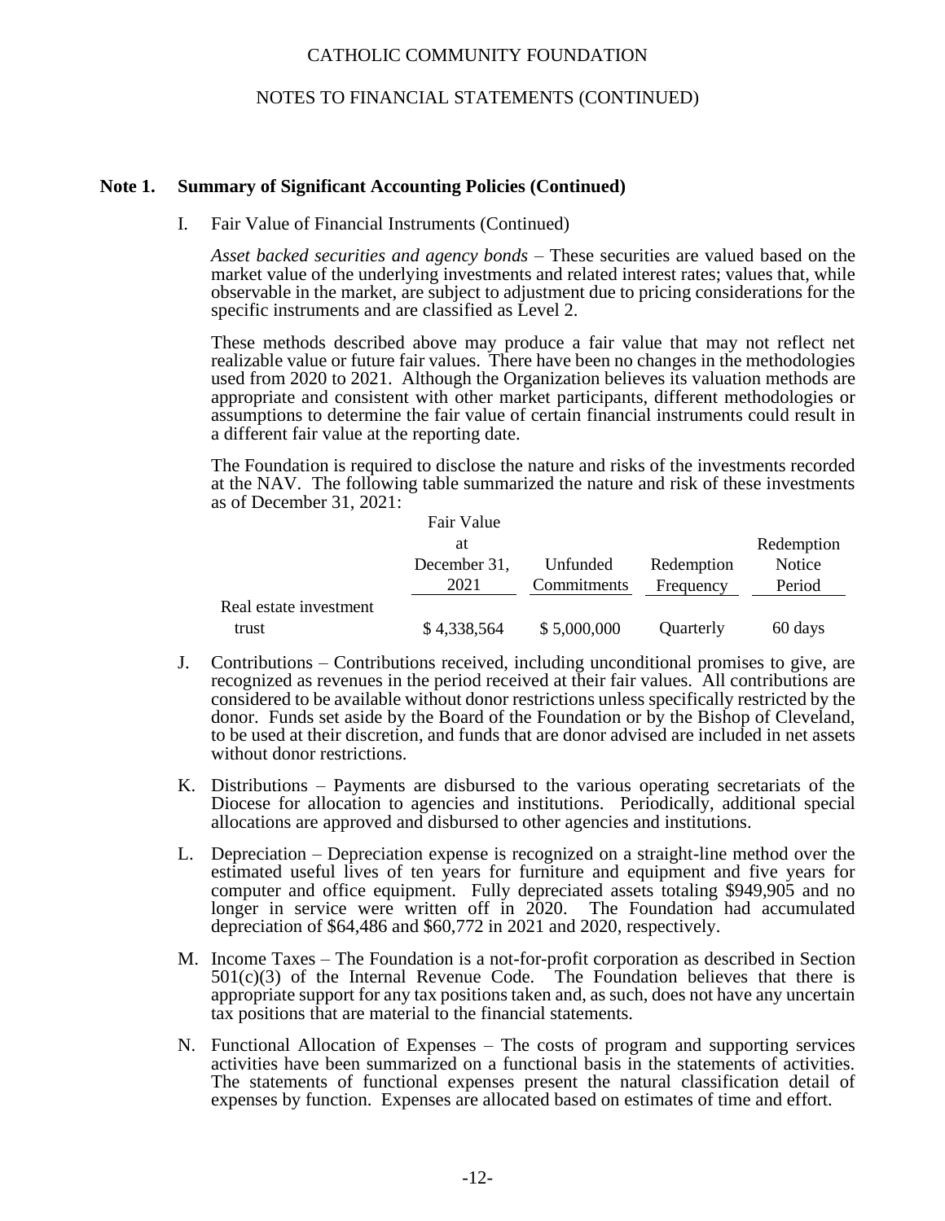CATHOLIC COMMUNITY FOUNDATION

NOTES TO FINANCIAL STATEMENTS (CONTINUED)

## Note 1. Summary of Significant Accounting Policies (Continued)

I. Fair Value of Financial Instruments (Continued)

*Asset backed securities and agency bonds* – These securities are valued based on the market value of the underlying investments and related interest rates; values that, while observable in the market, are subject to adjustment due to pricing considerations for the specific instruments and are classified as Level 2.

These methods described above may produce a fair value that may not reflect net realizable value or future fair values. There have been no changes in the methodologies used from 2020 to 2021. Although the Organization believes its valuation methods are appropriate and consistent with other market participants, different methodologies or assumptions to determine the fair value of certain financial instruments could result in a different fair value at the reporting date.

The Foundation is required to disclose the nature and risks of the investments recorded at the NAV. The following table summarized the nature and risk of these investments as of December 31, 2021:

| | Fair Value at December 31, 2021 | Unfunded Commitments | Redemption Frequency | Redemption Notice Period |
|---|---|---|---|---|
| Real estate investment trust | $ 4,338,564 | $ 5,000,000 | Quarterly | 60 days |

J. Contributions – Contributions received, including unconditional promises to give, are recognized as revenues in the period received at their fair values. All contributions are considered to be available without donor restrictions unless specifically restricted by the donor. Funds set aside by the Board of the Foundation or by the Bishop of Cleveland, to be used at their discretion, and funds that are donor advised are included in net assets without donor restrictions.

K. Distributions – Payments are disbursed to the various operating secretariats of the Diocese for allocation to agencies and institutions. Periodically, additional special allocations are approved and disbursed to other agencies and institutions.

L. Depreciation – Depreciation expense is recognized on a straight-line method over the estimated useful lives of ten years for furniture and equipment and five years for computer and office equipment. Fully depreciated assets totaling $949,905 and no longer in service were written off in 2020. The Foundation had accumulated depreciation of $64,486 and $60,772 in 2021 and 2020, respectively.

M. Income Taxes – The Foundation is a not-for-profit corporation as described in Section 501(c)(3) of the Internal Revenue Code. The Foundation believes that there is appropriate support for any tax positions taken and, as such, does not have any uncertain tax positions that are material to the financial statements.

N. Functional Allocation of Expenses – The costs of program and supporting services activities have been summarized on a functional basis in the statements of activities. The statements of functional expenses present the natural classification detail of expenses by function. Expenses are allocated based on estimates of time and effort.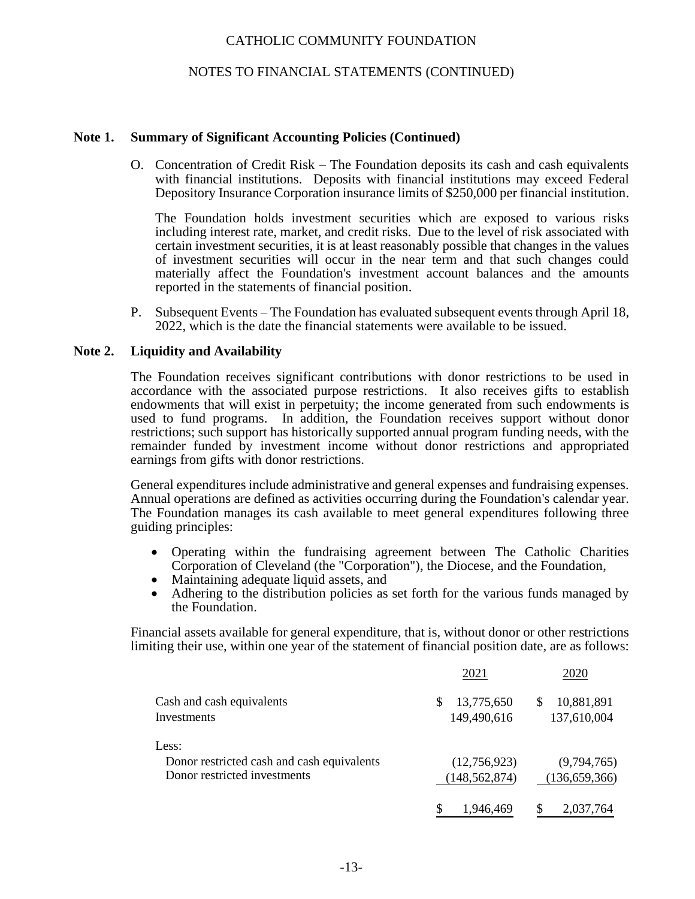## Note 1. Summary of Significant Accounting Policies (Continued)

O. Concentration of Credit Risk – The Foundation deposits its cash and cash equivalents with financial institutions. Deposits with financial institutions may exceed Federal Depository Insurance Corporation insurance limits of $250,000 per financial institution.

   The Foundation holds investment securities which are exposed to various risks including interest rate, market, and credit risks. Due to the level of risk associated with certain investment securities, it is at least reasonably possible that changes in the values of investment securities will occur in the near term and that such changes could materially affect the Foundation's investment account balances and the amounts reported in the statements of financial position.

P. Subsequent Events – The Foundation has evaluated subsequent events through April 18, 2022, which is the date the financial statements were available to be issued.

## Note 2. Liquidity and Availability

The Foundation receives significant contributions with donor restrictions to be used in accordance with the associated purpose restrictions. It also receives gifts to establish endowments that will exist in perpetuity; the income generated from such endowments is used to fund programs. In addition, the Foundation receives support without donor restrictions; such support has historically supported annual program funding needs, with the remainder funded by investment income without donor restrictions and appropriated earnings from gifts with donor restrictions.

General expenditures include administrative and general expenses and fundraising expenses. Annual operations are defined as activities occurring during the Foundation's calendar year. The Foundation manages its cash available to meet general expenditures following three guiding principles:

- Operating within the fundraising agreement between The Catholic Charities Corporation of Cleveland (the "Corporation"), the Diocese, and the Foundation,
- Maintaining adequate liquid assets, and
- Adhering to the distribution policies as set forth for the various funds managed by the Foundation.

Financial assets available for general expenditure, that is, without donor or other restrictions limiting their use, within one year of the statement of financial position date, are as follows:

| | 2021 | 2020 |
|---|---|---|
| Cash and cash equivalents | $ 13,775,650 | $ 10,881,891 |
| Investments | 149,490,616 | 137,610,004 |
| Less: | | |
| Donor restricted cash and cash equivalents | (12,756,923) | (9,794,765) |
| Donor restricted investments | (148,562,874) | (136,659,366) |
| | $ 1,946,469 | $ 2,037,764 |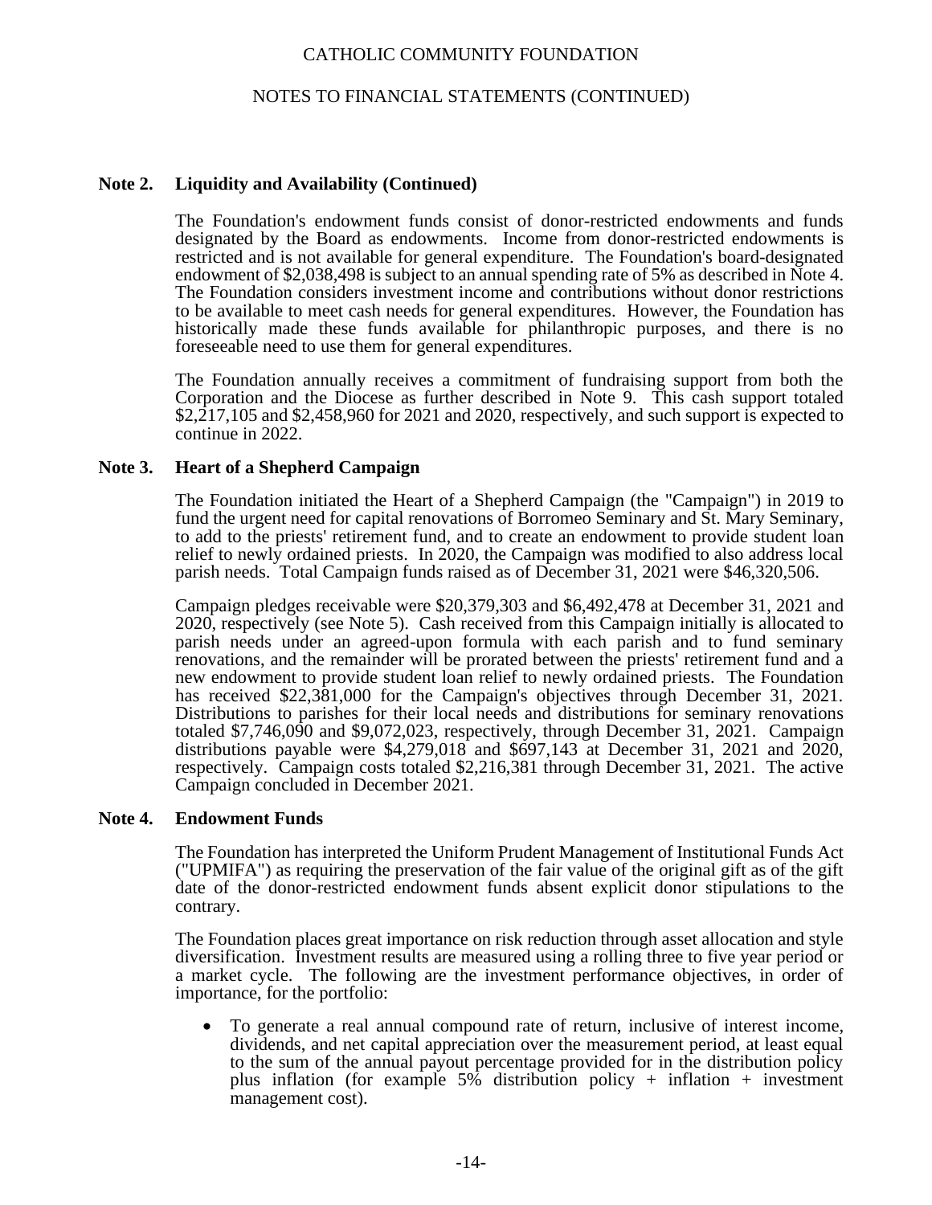## Note 2. Liquidity and Availability (Continued)

The Foundation's endowment funds consist of donor-restricted endowments and funds designated by the Board as endowments. Income from donor-restricted endowments is restricted and is not available for general expenditure. The Foundation's board-designated endowment of $2,038,498 is subject to an annual spending rate of 5% as described in Note 4. The Foundation considers investment income and contributions without donor restrictions to be available to meet cash needs for general expenditures. However, the Foundation has historically made these funds available for philanthropic purposes, and there is no foreseeable need to use them for general expenditures.

The Foundation annually receives a commitment of fundraising support from both the Corporation and the Diocese as further described in Note 9. This cash support totaled $2,217,105 and $2,458,960 for 2021 and 2020, respectively, and such support is expected to continue in 2022.

## Note 3. Heart of a Shepherd Campaign

The Foundation initiated the Heart of a Shepherd Campaign (the "Campaign") in 2019 to fund the urgent need for capital renovations of Borromeo Seminary and St. Mary Seminary, to add to the priests' retirement fund, and to create an endowment to provide student loan relief to newly ordained priests. In 2020, the Campaign was modified to also address local parish needs. Total Campaign funds raised as of December 31, 2021 were $46,320,506.

Campaign pledges receivable were $20,379,303 and $6,492,478 at December 31, 2021 and 2020, respectively (see Note 5). Cash received from this Campaign initially is allocated to parish needs under an agreed-upon formula with each parish and to fund seminary renovations, and the remainder will be prorated between the priests' retirement fund and a new endowment to provide student loan relief to newly ordained priests. The Foundation has received $22,381,000 for the Campaign's objectives through December 31, 2021. Distributions to parishes for their local needs and distributions for seminary renovations totaled $7,746,090 and $9,072,023, respectively, through December 31, 2021. Campaign distributions payable were $4,279,018 and $697,143 at December 31, 2021 and 2020, respectively. Campaign costs totaled $2,216,381 through December 31, 2021. The active Campaign concluded in December 2021.

## Note 4. Endowment Funds

The Foundation has interpreted the Uniform Prudent Management of Institutional Funds Act ("UPMIFA") as requiring the preservation of the fair value of the original gift as of the gift date of the donor-restricted endowment funds absent explicit donor stipulations to the contrary.

The Foundation places great importance on risk reduction through asset allocation and style diversification. Investment results are measured using a rolling three to five year period or a market cycle. The following are the investment performance objectives, in order of importance, for the portfolio:

- To generate a real annual compound rate of return, inclusive of interest income, dividends, and net capital appreciation over the measurement period, at least equal to the sum of the annual payout percentage provided for in the distribution policy plus inflation (for example 5% distribution policy + inflation + investment management cost).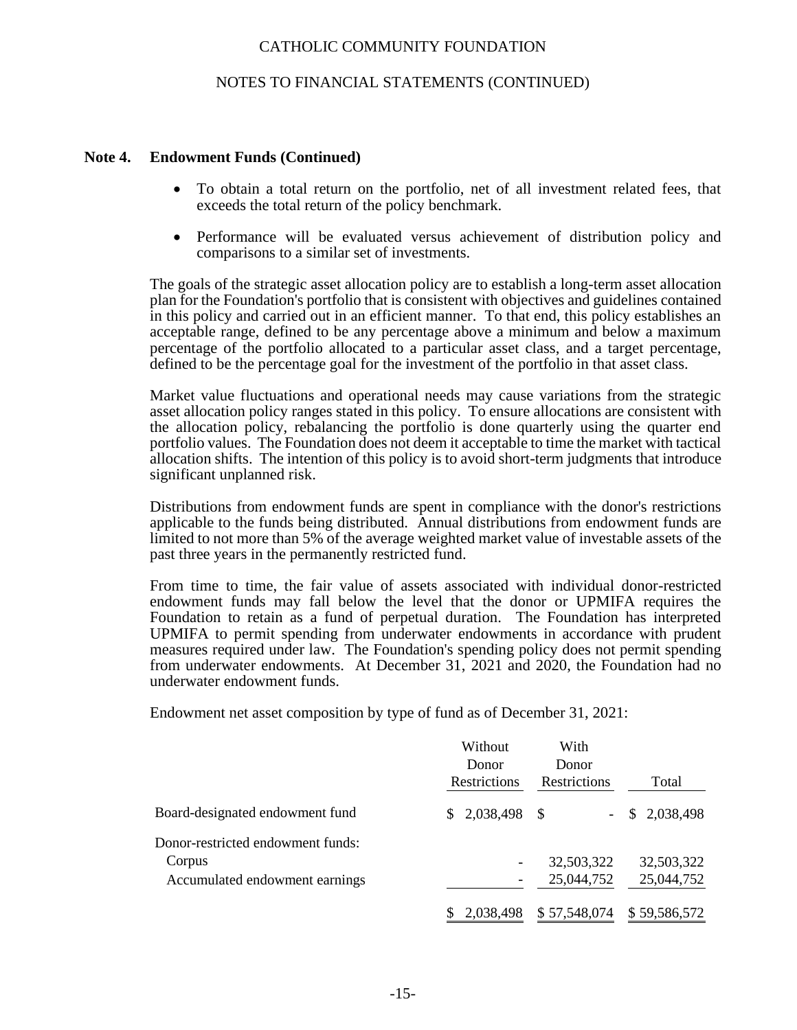### Note 4. Endowment Funds (Continued)

- To obtain a total return on the portfolio, net of all investment related fees, that exceeds the total return of the policy benchmark.

- Performance will be evaluated versus achievement of distribution policy and comparisons to a similar set of investments.

The goals of the strategic asset allocation policy are to establish a long-term asset allocation plan for the Foundation's portfolio that is consistent with objectives and guidelines contained in this policy and carried out in an efficient manner. To that end, this policy establishes an acceptable range, defined to be any percentage above a minimum and below a maximum percentage of the portfolio allocated to a particular asset class, and a target percentage, defined to be the percentage goal for the investment of the portfolio in that asset class.

Market value fluctuations and operational needs may cause variations from the strategic asset allocation policy ranges stated in this policy. To ensure allocations are consistent with the allocation policy, rebalancing the portfolio is done quarterly using the quarter end portfolio values. The Foundation does not deem it acceptable to time the market with tactical allocation shifts. The intention of this policy is to avoid short-term judgments that introduce significant unplanned risk.

Distributions from endowment funds are spent in compliance with the donor's restrictions applicable to the funds being distributed. Annual distributions from endowment funds are limited to not more than 5% of the average weighted market value of investable assets of the past three years in the permanently restricted fund.

From time to time, the fair value of assets associated with individual donor-restricted endowment funds may fall below the level that the donor or UPMIFA requires the Foundation to retain as a fund of perpetual duration. The Foundation has interpreted UPMIFA to permit spending from underwater endowments in accordance with prudent measures required under law. The Foundation's spending policy does not permit spending from underwater endowments. At December 31, 2021 and 2020, the Foundation had no underwater endowment funds.

Endowment net asset composition by type of fund as of December 31, 2021:

| | Without Donor Restrictions | With Donor Restrictions | Total |
|---|---|---|---|
| Board-designated endowment fund | $ 2,038,498 | $ - | $ 2,038,498 |
| Donor-restricted endowment funds: | | | |
| Corpus | - | 32,503,322 | 32,503,322 |
| Accumulated endowment earnings | - | 25,044,752 | 25,044,752 |
| | $ 2,038,498 | $ 57,548,074 | $ 59,586,572 |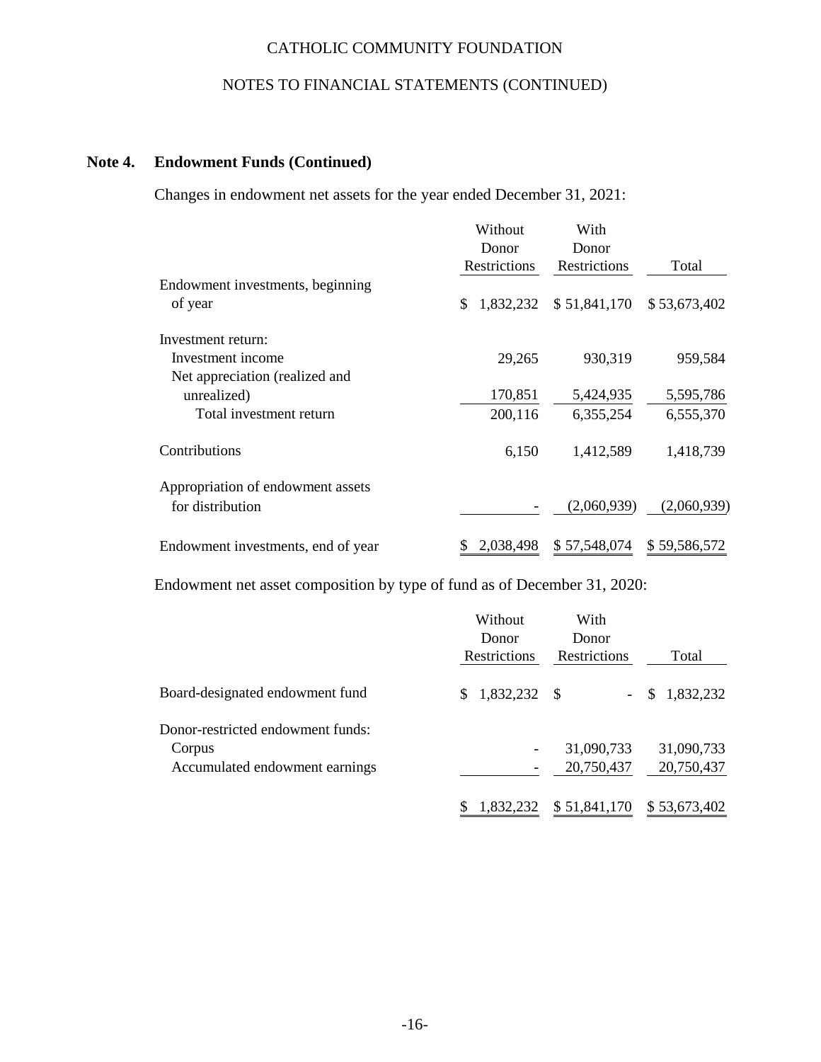### Note 4. Endowment Funds (Continued)

Changes in endowment net assets for the year ended December 31, 2021:

| | Without Donor Restrictions | With Donor Restrictions | Total |
|---|---|---|---|
| Endowment investments, beginning of year | $ 1,832,232 | $ 51,841,170 | $ 53,673,402 |
| Investment return: | | | |
| Investment income | 29,265 | 930,319 | 959,584 |
| Net appreciation (realized and unrealized) | 170,851 | 5,424,935 | 5,595,786 |
| Total investment return | 200,116 | 6,355,254 | 6,555,370 |
| Contributions | 6,150 | 1,412,589 | 1,418,739 |
| Appropriation of endowment assets for distribution | - | (2,060,939) | (2,060,939) |
| Endowment investments, end of year | $ 2,038,498 | $ 57,548,074 | $ 59,586,572 |

Endowment net asset composition by type of fund as of December 31, 2020:

| | Without Donor Restrictions | With Donor Restrictions | Total |
|---|---|---|---|
| Board-designated endowment fund | $ 1,832,232 | $ - | $ 1,832,232 |
| Donor-restricted endowment funds: | | | |
| Corpus | - | 31,090,733 | 31,090,733 |
| Accumulated endowment earnings | - | 20,750,437 | 20,750,437 |
| | $ 1,832,232 | $ 51,841,170 | $ 53,673,402 |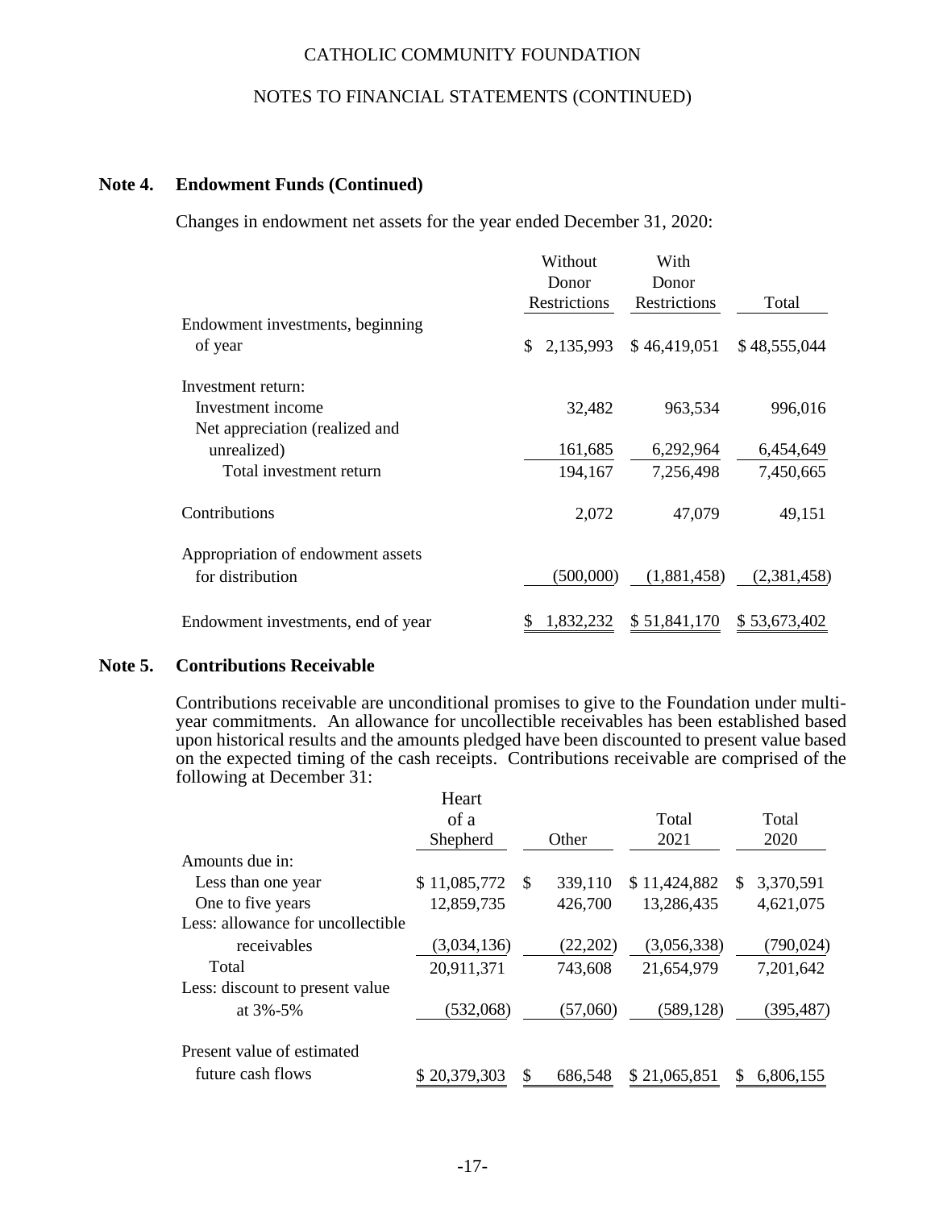## Note 4. Endowment Funds (Continued)

Changes in endowment net assets for the year ended December 31, 2020:

| | Without Donor Restrictions | With Donor Restrictions | Total |
|---|---|---|---|
| Endowment investments, beginning of year | $ 2,135,993 | $ 46,419,051 | $ 48,555,044 |
| Investment return: | | | |
| Investment income | 32,482 | 963,534 | 996,016 |
| Net appreciation (realized and unrealized) | 161,685 | 6,292,964 | 6,454,649 |
| Total investment return | 194,167 | 7,256,498 | 7,450,665 |
| Contributions | 2,072 | 47,079 | 49,151 |
| Appropriation of endowment assets for distribution | (500,000) | (1,881,458) | (2,381,458) |
| Endowment investments, end of year | $ 1,832,232 | $ 51,841,170 | $ 53,673,402 |

## Note 5. Contributions Receivable

Contributions receivable are unconditional promises to give to the Foundation under multi-year commitments. An allowance for uncollectible receivables has been established based upon historical results and the amounts pledged have been discounted to present value based on the expected timing of the cash receipts. Contributions receivable are comprised of the following at December 31:

| | Heart of a Shepherd | Other | Total 2021 | Total 2020 |
|---|---|---|---|---|
| Amounts due in: | | | | |
| Less than one year | $ 11,085,772 | $ 339,110 | $ 11,424,882 | $ 3,370,591 |
| One to five years | 12,859,735 | 426,700 | 13,286,435 | 4,621,075 |
| Less: allowance for uncollectible receivables | (3,034,136) | (22,202) | (3,056,338) | (790,024) |
| Total | 20,911,371 | 743,608 | 21,654,979 | 7,201,642 |
| Less: discount to present value at 3%-5% | (532,068) | (57,060) | (589,128) | (395,487) |
| Present value of estimated future cash flows | $ 20,379,303 | $ 686,548 | $ 21,065,851 | $ 6,806,155 |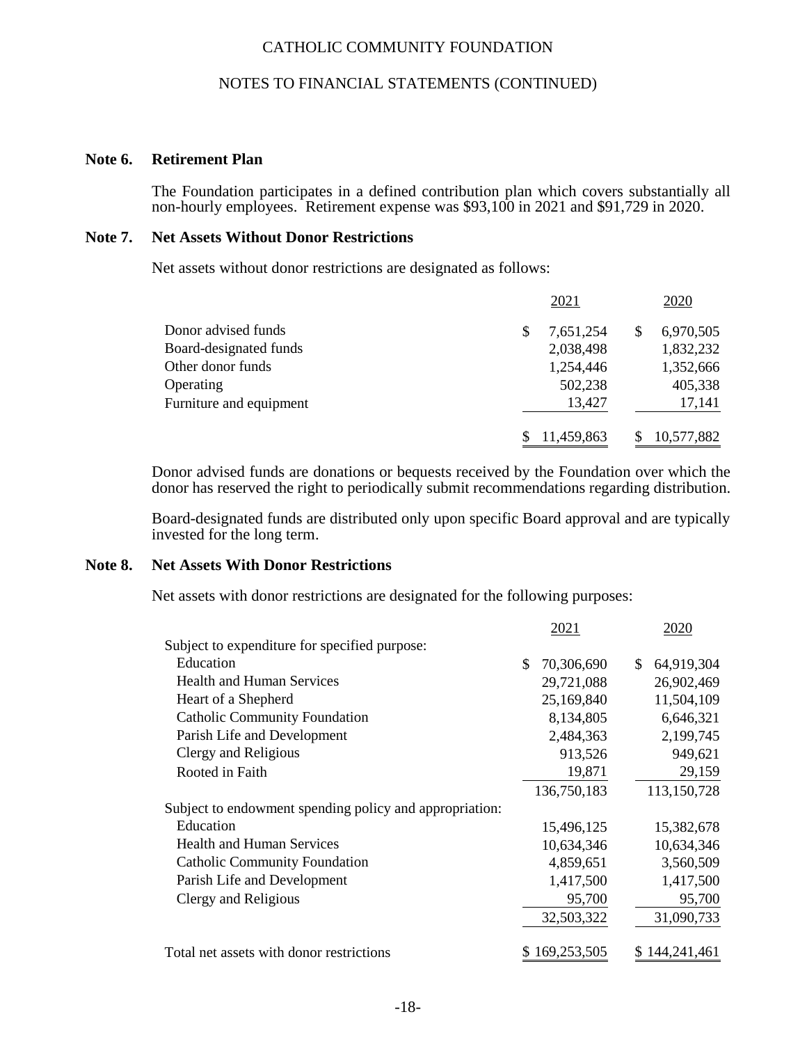CATHOLIC COMMUNITY FOUNDATION

NOTES TO FINANCIAL STATEMENTS (CONTINUED)

## Note 6. Retirement Plan

The Foundation participates in a defined contribution plan which covers substantially all non-hourly employees. Retirement expense was $93,100 in 2021 and $91,729 in 2020.

## Note 7. Net Assets Without Donor Restrictions

Net assets without donor restrictions are designated as follows:

| | 2021 | 2020 |
|---|---|---|
| Donor advised funds | $ 7,651,254 | $ 6,970,505 |
| Board-designated funds | 2,038,498 | 1,832,232 |
| Other donor funds | 1,254,446 | 1,352,666 |
| Operating | 502,238 | 405,338 |
| Furniture and equipment | 13,427 | 17,141 |
| | $ 11,459,863 | $ 10,577,882 |

Donor advised funds are donations or bequests received by the Foundation over which the donor has reserved the right to periodically submit recommendations regarding distribution.

Board-designated funds are distributed only upon specific Board approval and are typically invested for the long term.

## Note 8. Net Assets With Donor Restrictions

Net assets with donor restrictions are designated for the following purposes:

| | 2021 | 2020 |
|---|---|---|
| Subject to expenditure for specified purpose: | | |
| Education | $ 70,306,690 | $ 64,919,304 |
| Health and Human Services | 29,721,088 | 26,902,469 |
| Heart of a Shepherd | 25,169,840 | 11,504,109 |
| Catholic Community Foundation | 8,134,805 | 6,646,321 |
| Parish Life and Development | 2,484,363 | 2,199,745 |
| Clergy and Religious | 913,526 | 949,621 |
| Rooted in Faith | 19,871 | 29,159 |
| | 136,750,183 | 113,150,728 |
| Subject to endowment spending policy and appropriation: | | |
| Education | 15,496,125 | 15,382,678 |
| Health and Human Services | 10,634,346 | 10,634,346 |
| Catholic Community Foundation | 4,859,651 | 3,560,509 |
| Parish Life and Development | 1,417,500 | 1,417,500 |
| Clergy and Religious | 95,700 | 95,700 |
| | 32,503,322 | 31,090,733 |
| Total net assets with donor restrictions | $ 169,253,505 | $ 144,241,461 |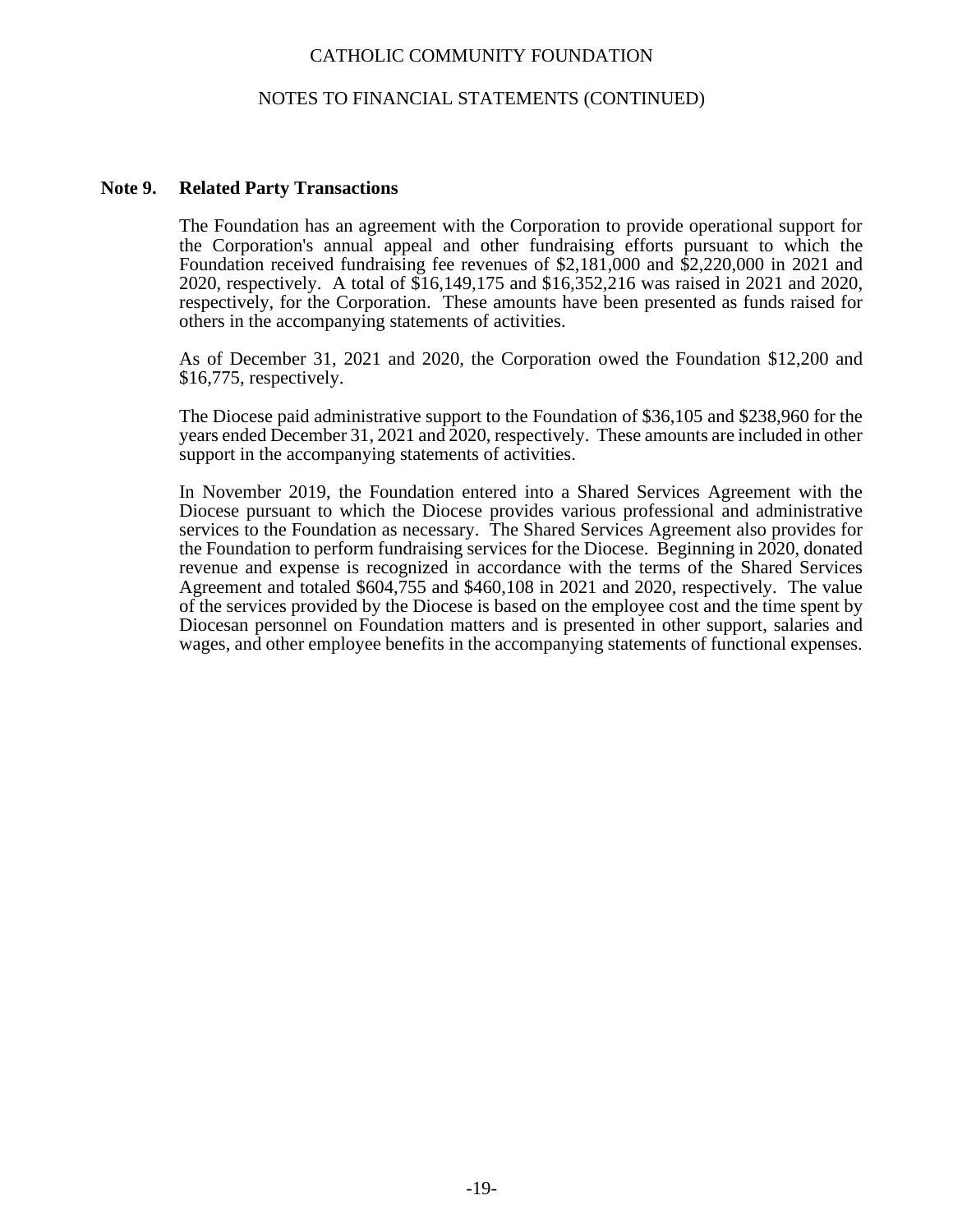## Note 9. Related Party Transactions

The Foundation has an agreement with the Corporation to provide operational support for the Corporation's annual appeal and other fundraising efforts pursuant to which the Foundation received fundraising fee revenues of $2,181,000 and $2,220,000 in 2021 and 2020, respectively. A total of $16,149,175 and $16,352,216 was raised in 2021 and 2020, respectively, for the Corporation. These amounts have been presented as funds raised for others in the accompanying statements of activities.

As of December 31, 2021 and 2020, the Corporation owed the Foundation $12,200 and $16,775, respectively.

The Diocese paid administrative support to the Foundation of $36,105 and $238,960 for the years ended December 31, 2021 and 2020, respectively. These amounts are included in other support in the accompanying statements of activities.

In November 2019, the Foundation entered into a Shared Services Agreement with the Diocese pursuant to which the Diocese provides various professional and administrative services to the Foundation as necessary. The Shared Services Agreement also provides for the Foundation to perform fundraising services for the Diocese. Beginning in 2020, donated revenue and expense is recognized in accordance with the terms of the Shared Services Agreement and totaled $604,755 and $460,108 in 2021 and 2020, respectively. The value of the services provided by the Diocese is based on the employee cost and the time spent by Diocesan personnel on Foundation matters and is presented in other support, salaries and wages, and other employee benefits in the accompanying statements of functional expenses.